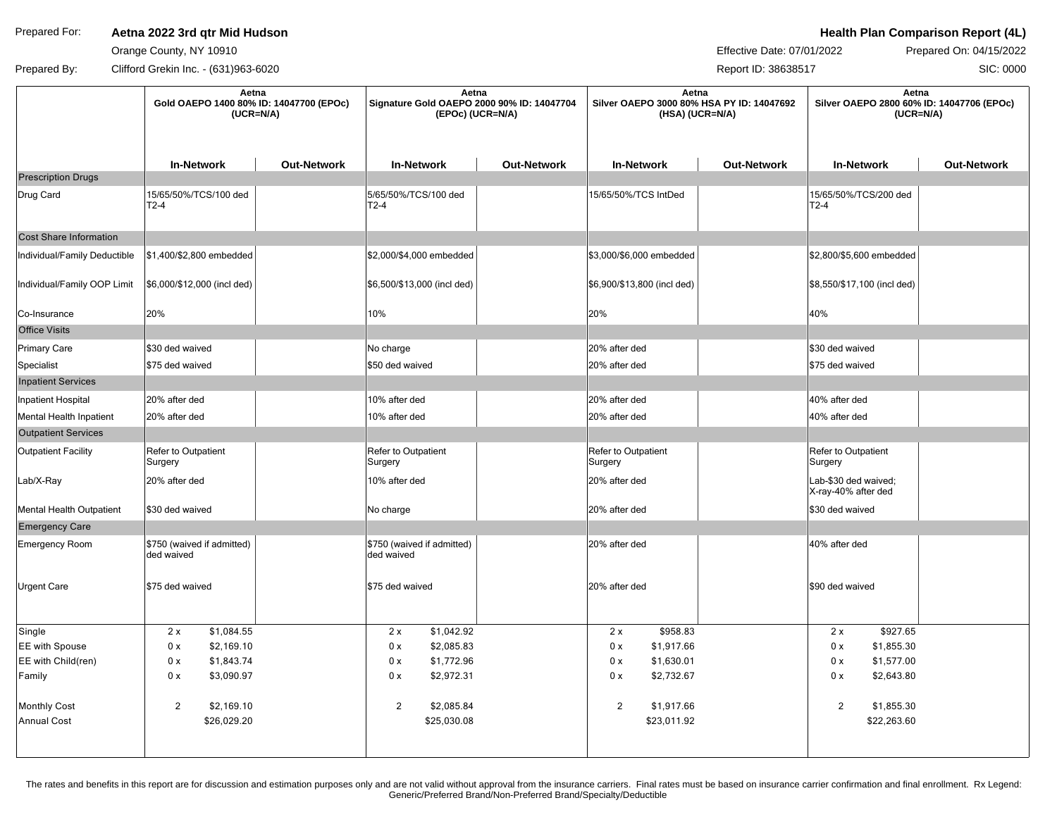Prepared For: **Aetna 2022 3rd qtr Mid Hudson**
Orange County, NY 10910

Prepared By: Clifford Grekin Inc. - (631)963-6020

**Health Plan Comparison Report (4L)**
Effective Date: 07/01/2022
Prepared On: 04/15/2022
Report ID: 38638517
SIC: 0000

| | Aetna Gold OAEPO 1400 80% ID: 14047700 (EPOc) (UCR=N/A) | | Aetna Signature Gold OAEPO 2000 90% ID: 14047704 (EPOc) (UCR=N/A) | | Aetna Silver OAEPO 3000 80% HSA PY ID: 14047692 (HSA) (UCR=N/A) | | Aetna Silver OAEPO 2800 60% ID: 14047706 (EPOc) (UCR=N/A) | |
|---|---|---|---|---|---|---|---|---|
| | **In-Network** | **Out-Network** | **In-Network** | **Out-Network** | **In-Network** | **Out-Network** | **In-Network** | **Out-Network** |
| **Prescription Drugs** | | | | | | | | |
| Drug Card | 15/65/50%/TCS/100 ded T2-4 | | 5/65/50%/TCS/100 ded T2-4 | | 15/65/50%/TCS IntDed | | 15/65/50%/TCS/200 ded T2-4 | |
| **Cost Share Information** | | | | | | | | |
| Individual/Family Deductible | $1,400/$2,800 embedded | | $2,000/$4,000 embedded | | $3,000/$6,000 embedded | | $2,800/$5,600 embedded | |
| Individual/Family OOP Limit | $6,000/$12,000 (incl ded) | | $6,500/$13,000 (incl ded) | | $6,900/$13,800 (incl ded) | | $8,550/$17,100 (incl ded) | |
| Co-Insurance | 20% | | 10% | | 20% | | 40% | |
| **Office Visits** | | | | | | | | |
| Primary Care | $30 ded waived | | No charge | | 20% after ded | | $30 ded waived | |
| Specialist | $75 ded waived | | $50 ded waived | | 20% after ded | | $75 ded waived | |
| **Inpatient Services** | | | | | | | | |
| Inpatient Hospital | 20% after ded | | 10% after ded | | 20% after ded | | 40% after ded | |
| Mental Health Inpatient | 20% after ded | | 10% after ded | | 20% after ded | | 40% after ded | |
| **Outpatient Services** | | | | | | | | |
| Outpatient Facility | Refer to Outpatient Surgery | | Refer to Outpatient Surgery | | Refer to Outpatient Surgery | | Refer to Outpatient Surgery | |
| Lab/X-Ray | 20% after ded | | 10% after ded | | 20% after ded | | Lab-$30 ded waived; X-ray-40% after ded | |
| Mental Health Outpatient | $30 ded waived | | No charge | | 20% after ded | | $30 ded waived | |
| **Emergency Care** | | | | | | | | |
| Emergency Room | $750 (waived if admitted) ded waived | | $750 (waived if admitted) ded waived | | 20% after ded | | 40% after ded | |
| Urgent Care | $75 ded waived | | $75 ded waived | | 20% after ded | | $90 ded waived | |
| Single | 2 x $1,084.55 | | 2 x $1,042.92 | | 2 x $958.83 | | 2 x $927.65 | |
| EE with Spouse | 0 x $2,169.10 | | 0 x $2,085.83 | | 0 x $1,917.66 | | 0 x $1,855.30 | |
| EE with Child(ren) | 0 x $1,843.74 | | 0 x $1,772.96 | | 0 x $1,630.01 | | 0 x $1,577.00 | |
| Family | 0 x $3,090.97 | | 0 x $2,972.31 | | 0 x $2,732.67 | | 0 x $2,643.80 | |
| Monthly Cost | 2 $2,169.10 | | 2 $2,085.84 | | 2 $1,917.66 | | 2 $1,855.30 | |
| Annual Cost | $26,029.20 | | $25,030.08 | | $23,011.92 | | $22,263.60 | |

The rates and benefits in this report are for discussion and estimation purposes only and are not valid without approval from the insurance carriers. Final rates must be based on insurance carrier confirmation and final enrollment. Rx Legend: Generic/Preferred Brand/Non-Preferred Brand/Specialty/Deductible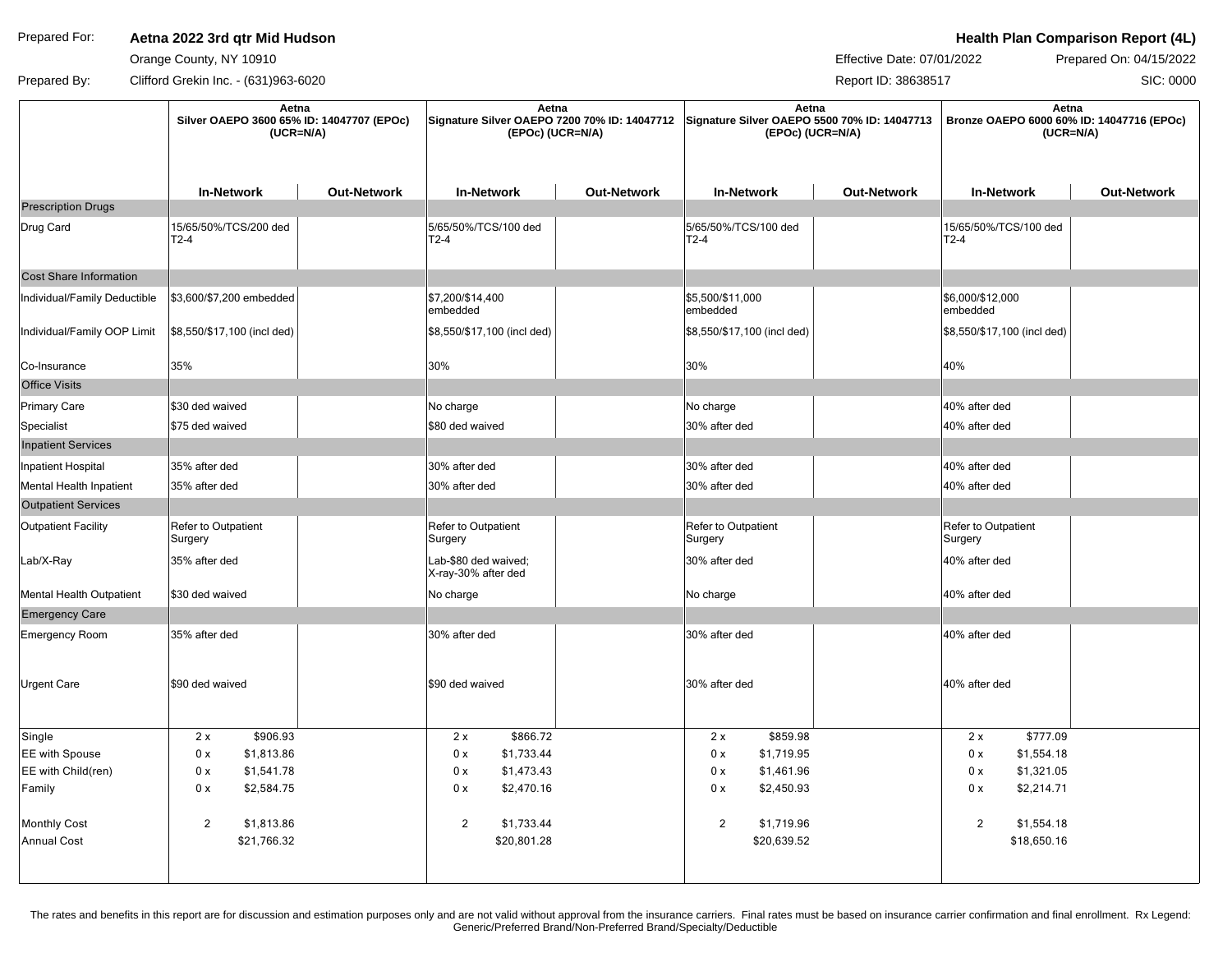| Prepared For: | **Aetna 2022 3rd qtr Mid Hudson** | **Health Plan Comparison Report (4L)** |
|---|---|---|
| | Orange County, NY 10910 | Effective Date: 07/01/2022 · Prepared On: 04/15/2022 |
| Prepared By: | Clifford Grekin Inc. - (631)963-6020 | Report ID: 38638517 · SIC: 0000 |

| | **Aetna Silver OAEPO 3600 65% ID: 14047707 (EPOc) (UCR=N/A)** | | **Aetna Signature Silver OAEPO 7200 70% ID: 14047712 (EPOc) (UCR=N/A)** | | **Aetna Signature Silver OAEPO 5500 70% ID: 14047713 (EPOc) (UCR=N/A)** | | **Aetna Bronze OAEPO 6000 60% ID: 14047716 (EPOc) (UCR=N/A)** | |
|---|---|---|---|---|---|---|---|---|
| | **In-Network** | **Out-Network** | **In-Network** | **Out-Network** | **In-Network** | **Out-Network** | **In-Network** | **Out-Network** |
| **Prescription Drugs** | | | | | | | | |
| Drug Card | 15/65/50%/TCS/200 ded T2-4 | | 5/65/50%/TCS/100 ded T2-4 | | 5/65/50%/TCS/100 ded T2-4 | | 15/65/50%/TCS/100 ded T2-4 | |
| **Cost Share Information** | | | | | | | | |
| Individual/Family Deductible | $3,600/$7,200 embedded | | $7,200/$14,400 embedded | | $5,500/$11,000 embedded | | $6,000/$12,000 embedded | |
| Individual/Family OOP Limit | $8,550/$17,100 (incl ded) | | $8,550/$17,100 (incl ded) | | $8,550/$17,100 (incl ded) | | $8,550/$17,100 (incl ded) | |
| Co-Insurance | 35% | | 30% | | 30% | | 40% | |
| **Office Visits** | | | | | | | | |
| Primary Care | $30 ded waived | | No charge | | No charge | | 40% after ded | |
| Specialist | $75 ded waived | | $80 ded waived | | 30% after ded | | 40% after ded | |
| **Inpatient Services** | | | | | | | | |
| Inpatient Hospital | 35% after ded | | 30% after ded | | 30% after ded | | 40% after ded | |
| Mental Health Inpatient | 35% after ded | | 30% after ded | | 30% after ded | | 40% after ded | |
| **Outpatient Services** | | | | | | | | |
| Outpatient Facility | Refer to Outpatient Surgery | | Refer to Outpatient Surgery | | Refer to Outpatient Surgery | | Refer to Outpatient Surgery | |
| Lab/X-Ray | 35% after ded | | Lab-$80 ded waived; X-ray-30% after ded | | 30% after ded | | 40% after ded | |
| Mental Health Outpatient | $30 ded waived | | No charge | | No charge | | 40% after ded | |
| **Emergency Care** | | | | | | | | |
| Emergency Room | 35% after ded | | 30% after ded | | 30% after ded | | 40% after ded | |
| Urgent Care | $90 ded waived | | $90 ded waived | | 30% after ded | | 40% after ded | |
| Single | 2 x $906.93 | | 2 x $866.72 | | 2 x $859.98 | | 2 x $777.09 | |
| EE with Spouse | 0 x $1,813.86 | | 0 x $1,733.44 | | 0 x $1,719.95 | | 0 x $1,554.18 | |
| EE with Child(ren) | 0 x $1,541.78 | | 0 x $1,473.43 | | 0 x $1,461.96 | | 0 x $1,321.05 | |
| Family | 0 x $2,584.75 | | 0 x $2,470.16 | | 0 x $2,450.93 | | 0 x $2,214.71 | |
| Monthly Cost | 2 $1,813.86 | | 2 $1,733.44 | | 2 $1,719.96 | | 2 $1,554.18 | |
| Annual Cost | $21,766.32 | | $20,801.28 | | $20,639.52 | | $18,650.16 | |

The rates and benefits in this report are for discussion and estimation purposes only and are not valid without approval from the insurance carriers. Final rates must be based on insurance carrier confirmation and final enrollment. Rx Legend: Generic/Preferred Brand/Non-Preferred Brand/Specialty/Deductible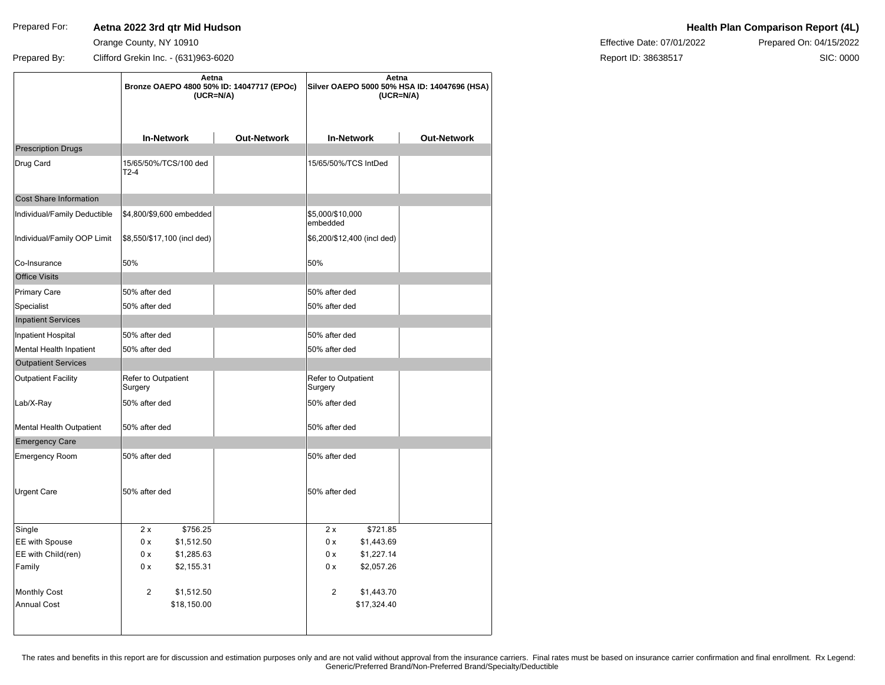Prepared For: **Aetna 2022 3rd qtr Mid Hudson**

Orange County, NY 10910

Prepared By: Clifford Grekin Inc. - (631)963-6020

**Health Plan Comparison Report (4L)**

Effective Date: 07/01/2022

Prepared On: 04/15/2022

Report ID: 38638517

SIC: 0000

| | Aetna Bronze OAEPO 4800 50% ID: 14047717 (EPOc) (UCR=N/A) | | Aetna Silver OAEPO 5000 50% HSA ID: 14047696 (HSA) (UCR=N/A) | |
|---|---|---|---|---|
| | **In-Network** | **Out-Network** | **In-Network** | **Out-Network** |
| **Prescription Drugs** | | | | |
| Drug Card | 15/65/50%/TCS/100 ded T2-4 | | 15/65/50%/TCS IntDed | |
| **Cost Share Information** | | | | |
| Individual/Family Deductible | $4,800/$9,600 embedded | | $5,000/$10,000 embedded | |
| Individual/Family OOP Limit | $8,550/$17,100 (incl ded) | | $6,200/$12,400 (incl ded) | |
| Co-Insurance | 50% | | 50% | |
| **Office Visits** | | | | |
| Primary Care | 50% after ded | | 50% after ded | |
| Specialist | 50% after ded | | 50% after ded | |
| **Inpatient Services** | | | | |
| Inpatient Hospital | 50% after ded | | 50% after ded | |
| Mental Health Inpatient | 50% after ded | | 50% after ded | |
| **Outpatient Services** | | | | |
| Outpatient Facility | Refer to Outpatient Surgery | | Refer to Outpatient Surgery | |
| Lab/X-Ray | 50% after ded | | 50% after ded | |
| Mental Health Outpatient | 50% after ded | | 50% after ded | |
| **Emergency Care** | | | | |
| Emergency Room | 50% after ded | | 50% after ded | |
| Urgent Care | 50% after ded | | 50% after ded | |
| Single | 2 x $756.25 | | 2 x $721.85 | |
| EE with Spouse | 0 x $1,512.50 | | 0 x $1,443.69 | |
| EE with Child(ren) | 0 x $1,285.63 | | 0 x $1,227.14 | |
| Family | 0 x $2,155.31 | | 0 x $2,057.26 | |
| Monthly Cost | 2 $1,512.50 | | 2 $1,443.70 | |
| Annual Cost | $18,150.00 | | $17,324.40 | |

The rates and benefits in this report are for discussion and estimation purposes only and are not valid without approval from the insurance carriers. Final rates must be based on insurance carrier confirmation and final enrollment. Rx Legend: Generic/Preferred Brand/Non-Preferred Brand/Specialty/Deductible